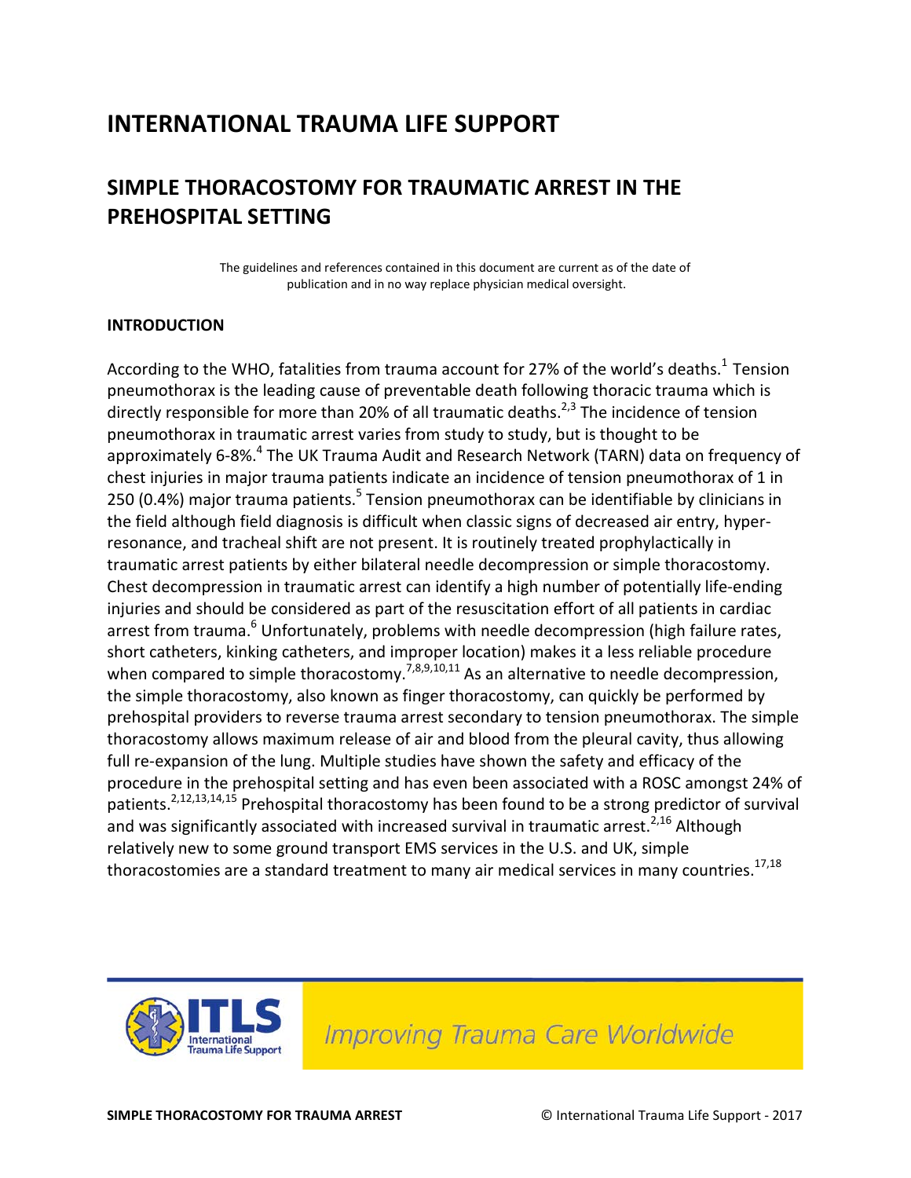# INTERNATIONAL TRAUMA LIFE SUPPORT

## SIMPLE THORACOSTOMY FOR TRAUMATIC ARREST IN THE PREHOSPITAL SETTING

The guidelines and references contained in this document are current as of the date of publication and in no way replace physician medical oversight.

### INTRODUCTION

According to the WHO, fatalities from trauma account for 27% of the world's deaths.[1] Tension pneumothorax is the leading cause of preventable death following thoracic trauma which is directly responsible for more than 20% of all traumatic deaths.[2,3] The incidence of tension pneumothorax in traumatic arrest varies from study to study, but is thought to be approximately 6-8%.[4] The UK Trauma Audit and Research Network (TARN) data on frequency of chest injuries in major trauma patients indicate an incidence of tension pneumothorax of 1 in 250 (0.4%) major trauma patients.[5] Tension pneumothorax can be identifiable by clinicians in the field although field diagnosis is difficult when classic signs of decreased air entry, hyper-resonance, and tracheal shift are not present. It is routinely treated prophylactically in traumatic arrest patients by either bilateral needle decompression or simple thoracostomy. Chest decompression in traumatic arrest can identify a high number of potentially life-ending injuries and should be considered as part of the resuscitation effort of all patients in cardiac arrest from trauma.[6] Unfortunately, problems with needle decompression (high failure rates, short catheters, kinking catheters, and improper location) makes it a less reliable procedure when compared to simple thoracostomy.[7,8,9,10,11] As an alternative to needle decompression, the simple thoracostomy, also known as finger thoracostomy, can quickly be performed by prehospital providers to reverse trauma arrest secondary to tension pneumothorax. The simple thoracostomy allows maximum release of air and blood from the pleural cavity, thus allowing full re-expansion of the lung. Multiple studies have shown the safety and efficacy of the procedure in the prehospital setting and has even been associated with a ROSC amongst 24% of patients.[2,12,13,14,15] Prehospital thoracostomy has been found to be a strong predictor of survival and was significantly associated with increased survival in traumatic arrest.[2,16] Although relatively new to some ground transport EMS services in the U.S. and UK, simple thoracostomies are a standard treatment to many air medical services in many countries.[17,18]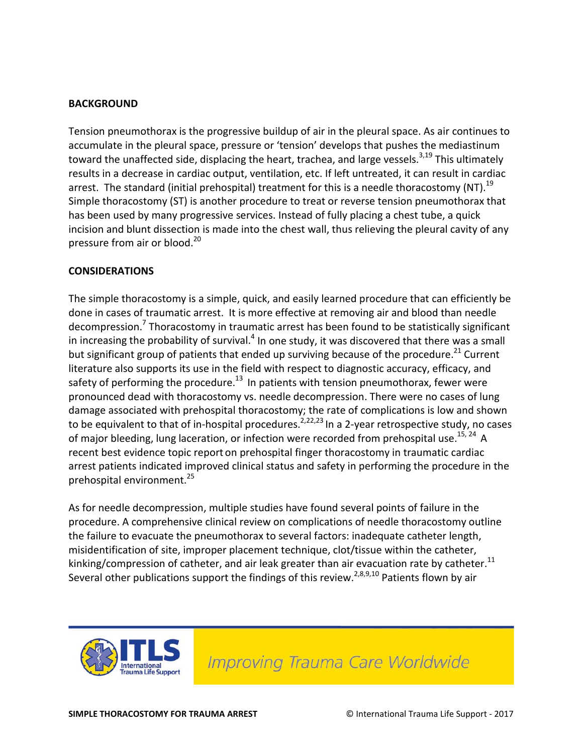**BACKGROUND**

Tension pneumothorax is the progressive buildup of air in the pleural space. As air continues to accumulate in the pleural space, pressure or 'tension' develops that pushes the mediastinum toward the unaffected side, displacing the heart, trachea, and large vessels.[3,19] This ultimately results in a decrease in cardiac output, ventilation, etc. If left untreated, it can result in cardiac arrest. The standard (initial prehospital) treatment for this is a needle thoracostomy (NT).[19] Simple thoracostomy (ST) is another procedure to treat or reverse tension pneumothorax that has been used by many progressive services. Instead of fully placing a chest tube, a quick incision and blunt dissection is made into the chest wall, thus relieving the pleural cavity of any pressure from air or blood.[20]

**CONSIDERATIONS**

The simple thoracostomy is a simple, quick, and easily learned procedure that can efficiently be done in cases of traumatic arrest. It is more effective at removing air and blood than needle decompression.[7] Thoracostomy in traumatic arrest has been found to be statistically significant in increasing the probability of survival.[4] In one study, it was discovered that there was a small but significant group of patients that ended up surviving because of the procedure.[21] Current literature also supports its use in the field with respect to diagnostic accuracy, efficacy, and safety of performing the procedure.[13] In patients with tension pneumothorax, fewer were pronounced dead with thoracostomy vs. needle decompression. There were no cases of lung damage associated with prehospital thoracostomy; the rate of complications is low and shown to be equivalent to that of in-hospital procedures.[2,22,23] In a 2-year retrospective study, no cases of major bleeding, lung laceration, or infection were recorded from prehospital use.[15, 24] A recent best evidence topic report on prehospital finger thoracostomy in traumatic cardiac arrest patients indicated improved clinical status and safety in performing the procedure in the prehospital environment.[25]

As for needle decompression, multiple studies have found several points of failure in the procedure. A comprehensive clinical review on complications of needle thoracostomy outline the failure to evacuate the pneumothorax to several factors: inadequate catheter length, misidentification of site, improper placement technique, clot/tissue within the catheter, kinking/compression of catheter, and air leak greater than air evacuation rate by catheter.[11] Several other publications support the findings of this review.[2,8,9,10] Patients flown by air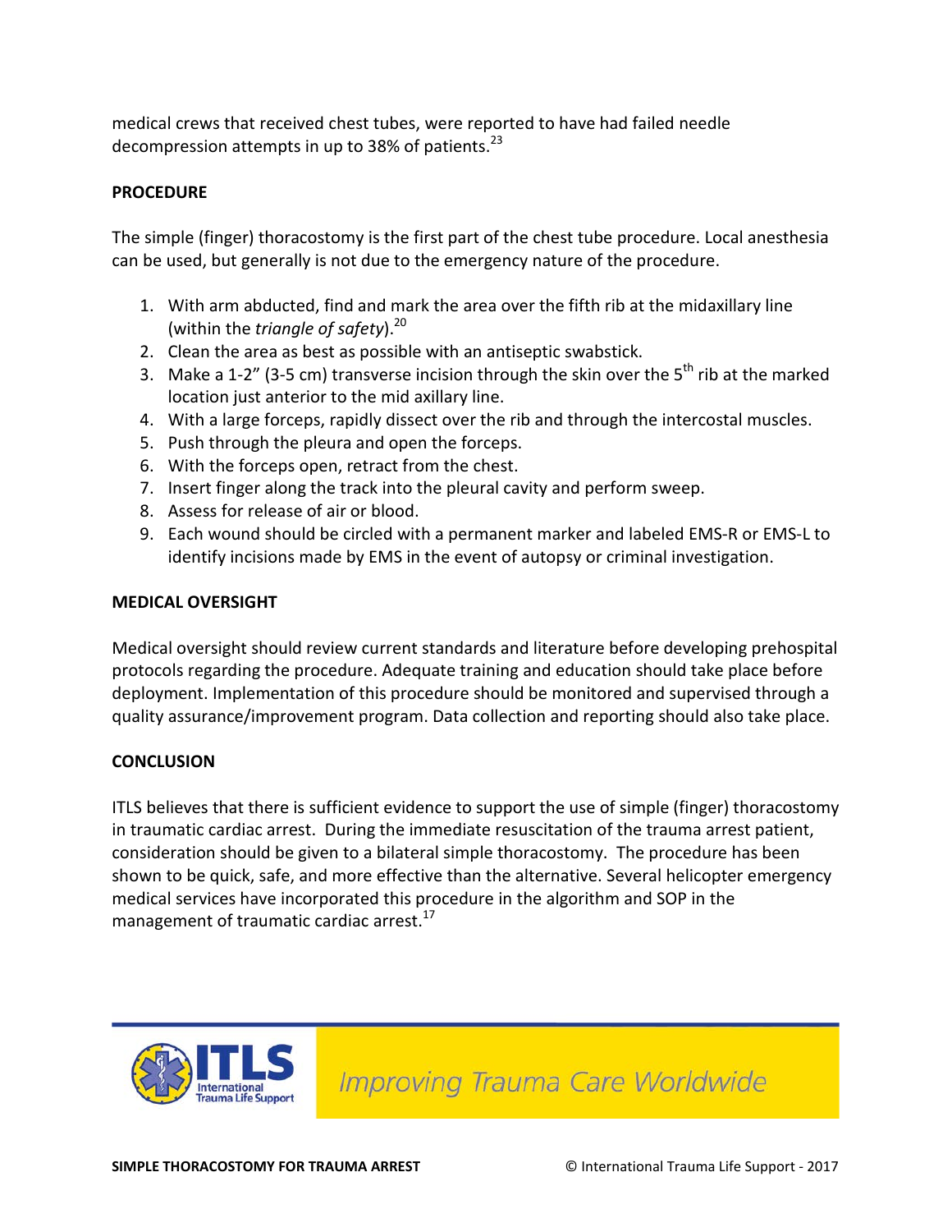medical crews that received chest tubes, were reported to have had failed needle decompression attempts in up to 38% of patients.[23]

## PROCEDURE

The simple (finger) thoracostomy is the first part of the chest tube procedure. Local anesthesia can be used, but generally is not due to the emergency nature of the procedure.

1. With arm abducted, find and mark the area over the fifth rib at the midaxillary line (within the *triangle of safety*).[20]
2. Clean the area as best as possible with an antiseptic swabstick.
3. Make a 1-2" (3-5 cm) transverse incision through the skin over the 5th rib at the marked location just anterior to the mid axillary line.
4. With a large forceps, rapidly dissect over the rib and through the intercostal muscles.
5. Push through the pleura and open the forceps.
6. With the forceps open, retract from the chest.
7. Insert finger along the track into the pleural cavity and perform sweep.
8. Assess for release of air or blood.
9. Each wound should be circled with a permanent marker and labeled EMS-R or EMS-L to identify incisions made by EMS in the event of autopsy or criminal investigation.

## MEDICAL OVERSIGHT

Medical oversight should review current standards and literature before developing prehospital protocols regarding the procedure. Adequate training and education should take place before deployment. Implementation of this procedure should be monitored and supervised through a quality assurance/improvement program. Data collection and reporting should also take place.

## CONCLUSION

ITLS believes that there is sufficient evidence to support the use of simple (finger) thoracostomy in traumatic cardiac arrest. During the immediate resuscitation of the trauma arrest patient, consideration should be given to a bilateral simple thoracostomy. The procedure has been shown to be quick, safe, and more effective than the alternative. Several helicopter emergency medical services have incorporated this procedure in the algorithm and SOP in the management of traumatic cardiac arrest.[17]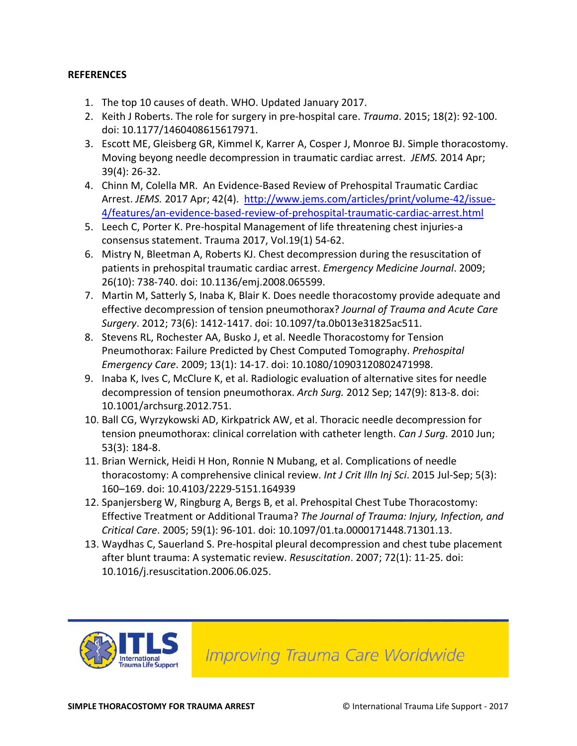**REFERENCES**

1. The top 10 causes of death. WHO. Updated January 2017.
2. Keith J Roberts. The role for surgery in pre-hospital care. *Trauma*. 2015; 18(2): 92-100. doi: 10.1177/1460408615617971.
3. Escott ME, Gleisberg GR, Kimmel K, Karrer A, Cosper J, Monroe BJ. Simple thoracostomy. Moving beyong needle decompression in traumatic cardiac arrest. *JEMS.* 2014 Apr; 39(4): 26-32.
4. Chinn M, Colella MR. An Evidence-Based Review of Prehospital Traumatic Cardiac Arrest. *JEMS.* 2017 Apr; 42(4). [http://www.jems.com/articles/print/volume-42/issue-4/features/an-evidence-based-review-of-prehospital-traumatic-cardiac-arrest.html](http://www.jems.com/articles/print/volume-42/issue-4/features/an-evidence-based-review-of-prehospital-traumatic-cardiac-arrest.html)
5. Leech C, Porter K. Pre-hospital Management of life threatening chest injuries-a consensus statement. Trauma 2017, Vol.19(1) 54-62.
6. Mistry N, Bleetman A, Roberts KJ. Chest decompression during the resuscitation of patients in prehospital traumatic cardiac arrest. *Emergency Medicine Journal*. 2009; 26(10): 738-740. doi: 10.1136/emj.2008.065599.
7. Martin M, Satterly S, Inaba K, Blair K. Does needle thoracostomy provide adequate and effective decompression of tension pneumothorax? *Journal of Trauma and Acute Care Surgery*. 2012; 73(6): 1412-1417. doi: 10.1097/ta.0b013e31825ac511.
8. Stevens RL, Rochester AA, Busko J, et al. Needle Thoracostomy for Tension Pneumothorax: Failure Predicted by Chest Computed Tomography. *Prehospital Emergency Care*. 2009; 13(1): 14-17. doi: 10.1080/10903120802471998.
9. Inaba K, Ives C, McClure K, et al. Radiologic evaluation of alternative sites for needle decompression of tension pneumothorax. *Arch Surg.* 2012 Sep; 147(9): 813-8. doi: 10.1001/archsurg.2012.751.
10. Ball CG, Wyrzykowski AD, Kirkpatrick AW, et al. Thoracic needle decompression for tension pneumothorax: clinical correlation with catheter length. *Can J Surg*. 2010 Jun; 53(3): 184-8.
11. Brian Wernick, Heidi H Hon, Ronnie N Mubang, et al. Complications of needle thoracostomy: A comprehensive clinical review. *Int J Crit Illn Inj Sci*. 2015 Jul-Sep; 5(3): 160–169. doi: 10.4103/2229-5151.164939
12. Spanjersberg W, Ringburg A, Bergs B, et al. Prehospital Chest Tube Thoracostomy: Effective Treatment or Additional Trauma? *The Journal of Trauma: Injury, Infection, and Critical Care*. 2005; 59(1): 96-101. doi: 10.1097/01.ta.0000171448.71301.13.
13. Waydhas C, Sauerland S. Pre-hospital pleural decompression and chest tube placement after blunt trauma: A systematic review. *Resuscitation*. 2007; 72(1): 11-25. doi: 10.1016/j.resuscitation.2006.06.025.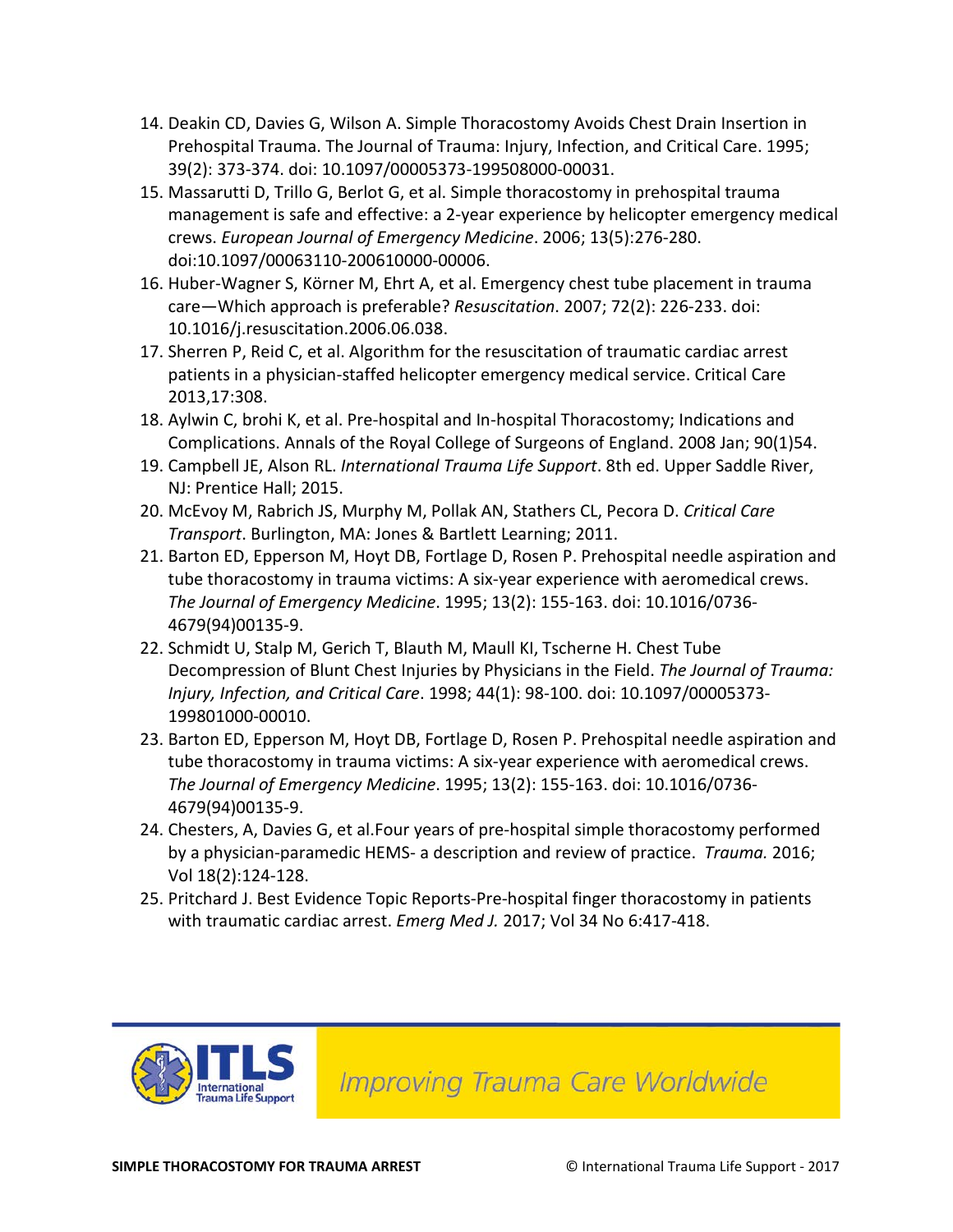14. Deakin CD, Davies G, Wilson A. Simple Thoracostomy Avoids Chest Drain Insertion in Prehospital Trauma. The Journal of Trauma: Injury, Infection, and Critical Care. 1995; 39(2): 373-374. doi: 10.1097/00005373-199508000-00031.
15. Massarutti D, Trillo G, Berlot G, et al. Simple thoracostomy in prehospital trauma management is safe and effective: a 2-year experience by helicopter emergency medical crews. *European Journal of Emergency Medicine*. 2006; 13(5):276-280. doi:10.1097/00063110-200610000-00006.
16. Huber-Wagner S, Körner M, Ehrt A, et al. Emergency chest tube placement in trauma care—Which approach is preferable? *Resuscitation*. 2007; 72(2): 226-233. doi: 10.1016/j.resuscitation.2006.06.038.
17. Sherren P, Reid C, et al. Algorithm for the resuscitation of traumatic cardiac arrest patients in a physician-staffed helicopter emergency medical service. Critical Care 2013,17:308.
18. Aylwin C, brohi K, et al. Pre-hospital and In-hospital Thoracostomy; Indications and Complications. Annals of the Royal College of Surgeons of England. 2008 Jan; 90(1)54.
19. Campbell JE, Alson RL. *International Trauma Life Support*. 8th ed. Upper Saddle River, NJ: Prentice Hall; 2015.
20. McEvoy M, Rabrich JS, Murphy M, Pollak AN, Stathers CL, Pecora D. *Critical Care Transport*. Burlington, MA: Jones & Bartlett Learning; 2011.
21. Barton ED, Epperson M, Hoyt DB, Fortlage D, Rosen P. Prehospital needle aspiration and tube thoracostomy in trauma victims: A six-year experience with aeromedical crews. *The Journal of Emergency Medicine*. 1995; 13(2): 155-163. doi: 10.1016/0736-4679(94)00135-9.
22. Schmidt U, Stalp M, Gerich T, Blauth M, Maull KI, Tscherne H. Chest Tube Decompression of Blunt Chest Injuries by Physicians in the Field. *The Journal of Trauma: Injury, Infection, and Critical Care*. 1998; 44(1): 98-100. doi: 10.1097/00005373-199801000-00010.
23. Barton ED, Epperson M, Hoyt DB, Fortlage D, Rosen P. Prehospital needle aspiration and tube thoracostomy in trauma victims: A six-year experience with aeromedical crews. *The Journal of Emergency Medicine*. 1995; 13(2): 155-163. doi: 10.1016/0736-4679(94)00135-9.
24. Chesters, A, Davies G, et al.Four years of pre-hospital simple thoracostomy performed by a physician-paramedic HEMS- a description and review of practice. *Trauma.* 2016; Vol 18(2):124-128.
25. Pritchard J. Best Evidence Topic Reports-Pre-hospital finger thoracostomy in patients with traumatic cardiac arrest. *Emerg Med J.* 2017; Vol 34 No 6:417-418.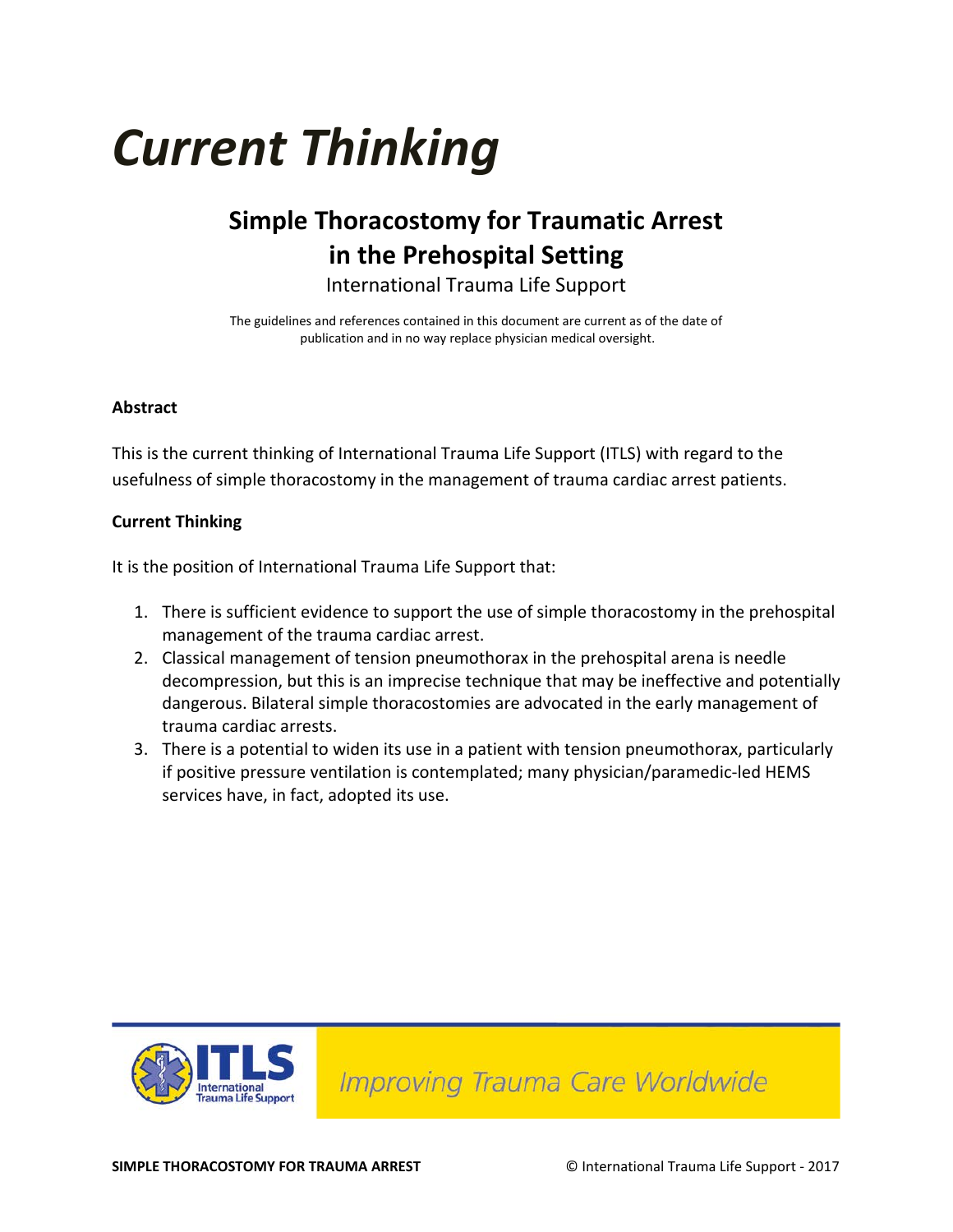# *Current Thinking*

## Simple Thoracostomy for Traumatic Arrest in the Prehospital Setting

International Trauma Life Support

The guidelines and references contained in this document are current as of the date of publication and in no way replace physician medical oversight.

**Abstract**

This is the current thinking of International Trauma Life Support (ITLS) with regard to the usefulness of simple thoracostomy in the management of trauma cardiac arrest patients.

**Current Thinking**

It is the position of International Trauma Life Support that:

1. There is sufficient evidence to support the use of simple thoracostomy in the prehospital management of the trauma cardiac arrest.
2. Classical management of tension pneumothorax in the prehospital arena is needle decompression, but this is an imprecise technique that may be ineffective and potentially dangerous. Bilateral simple thoracostomies are advocated in the early management of trauma cardiac arrests.
3. There is a potential to widen its use in a patient with tension pneumothorax, particularly if positive pressure ventilation is contemplated; many physician/paramedic-led HEMS services have, in fact, adopted its use.

ITLS International Trauma Life Support

*Improving Trauma Care Worldwide*